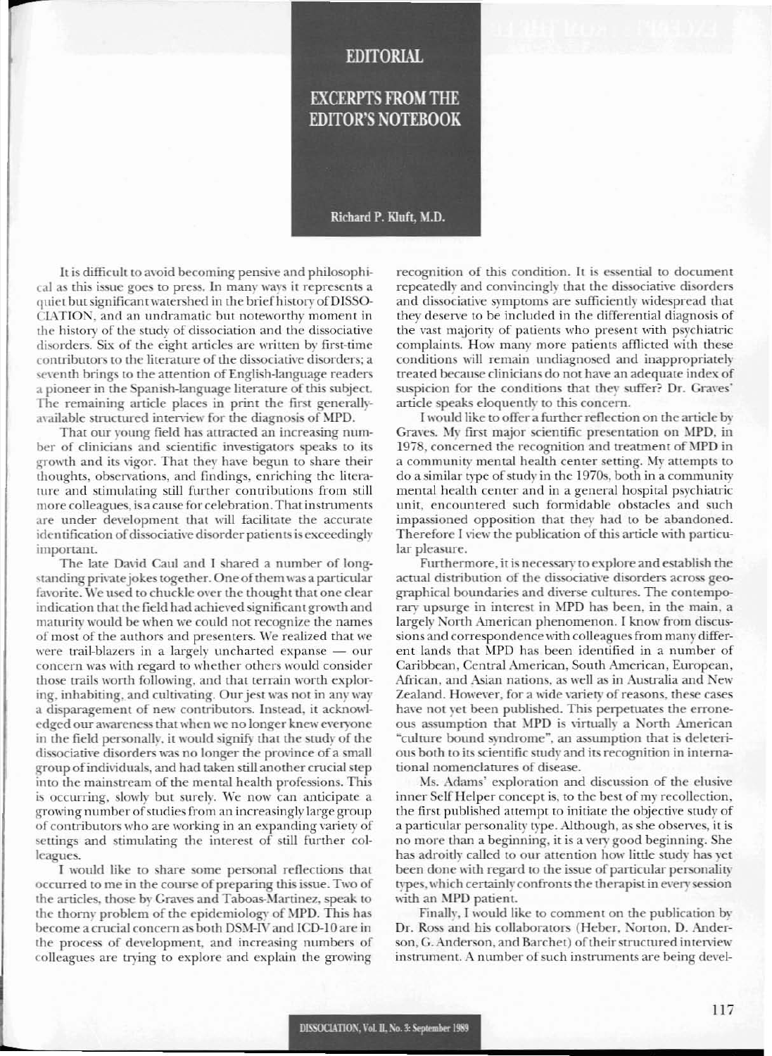# EDITORIAL

## EXCERPTS FROM THE EDITOR'S NOTEBOOK

**Richard P. Kluft, M.D.**

It is difficult to avoid becoming pensive and philosophical as this issue goes to press. In many ways it represents a quiet but significant watershed in the brief history of DISSOCIATION, and an undramatic but noteworthy moment in the history of the study of dissociation and the dissociative disorders. Six of the eight articles are written by first-time contributors to the literature of the dissociative disorders; a seventh brings to the attention of English-language readers a pioneer in the Spanish-language literature of this subject. The remaining article places in print the first generally-available structured interview for the diagnosis of MPD.

That our young field has attracted an increasing number of clinicians and scientific investigators speaks to its growth and its vigor. That they have begun to share their thoughts, observations, and findings, enriching the literature and stimulating still further contributions from still more colleagues, is a cause for celebration. That instruments are under development that will facilitate the accurate identification of dissociative disorder patients is exceedingly important.

The late David Caul and I shared a number of long-standing private jokes together. One of them was a particular favorite. We used to chuckle over the thought that one clear indication that the field had achieved significant growth and maturity would be when we could not recognize the names of most of the authors and presenters. We realized that we were trail-blazers in a largely uncharted expanse — our concern was with regard to whether others would consider those trails worth following, and that terrain worth exploring, inhabiting, and cultivating. Our jest was not in any way a disparagement of new contributors. Instead, it acknowledged our awareness that when we no longer knew everyone in the field personally, it would signify that the study of the dissociative disorders was no longer the province of a small group of individuals, and had taken still another crucial step into the mainstream of the mental health professions. This is occurring, slowly but surely. We now can anticipate a growing number of studies from an increasingly large group of contributors who are working in an expanding variety of settings and stimulating the interest of still further colleagues.

I would like to share some personal reflections that occurred to me in the course of preparing this issue. Two of the articles, those by Graves and Taboas-Martinez, speak to the thorny problem of the epidemiology of MPD. This has become a crucial concern as both DSM-IV and ICD-10 are in the process of development, and increasing numbers of colleagues are trying to explore and explain the growing recognition of this condition. It is essential to document repeatedly and convincingly that the dissociative disorders and dissociative symptoms are sufficiently widespread that they deserve to be included in the differential diagnosis of the vast majority of patients who present with psychiatric complaints. How many more patients afflicted with these conditions will remain undiagnosed and inappropriately treated because clinicians do not have an adequate index of suspicion for the conditions that they suffer? Dr. Graves' article speaks eloquently to this concern.

I would like to offer a further reflection on the article by Graves. My first major scientific presentation on MPD, in 1978, concerned the recognition and treatment of MPD in a community mental health center setting. My attempts to do a similar type of study in the 1970s, both in a community mental health center and in a general hospital psychiatric unit, encountered such formidable obstacles and such impassioned opposition that they had to be abandoned. Therefore I view the publication of this article with particular pleasure.

Furthermore, it is necessary to explore and establish the actual distribution of the dissociative disorders across geographical boundaries and diverse cultures. The contemporary upsurge in interest in MPD has been, in the main, a largely North American phenomenon. I know from discussions and correspondence with colleagues from many different lands that MPD has been identified in a number of Caribbean, Central American, South American, European, African, and Asian nations, as well as in Australia and New Zealand. However, for a wide variety of reasons, these cases have not yet been published. This perpetuates the erroneous assumption that MPD is virtually a North American "culture bound syndrome", an assumption that is deleterious both to its scientific study and its recognition in international nomenclatures of disease.

Ms. Adams' exploration and discussion of the elusive inner Self Helper concept is, to the best of my recollection, the first published attempt to initiate the objective study of a particular personality type. Although, as she observes, it is no more than a beginning, it is a very good beginning. She has adroitly called to our attention how little study has yet been done with regard to the issue of particular personality types, which certainly confronts the therapist in every session with an MPD patient.

Finally, I would like to comment on the publication by Dr. Ross and his collaborators (Heber, Norton, D. Anderson, G. Anderson, and Barchet) of their structured interview instrument. A number of such instruments are being devel-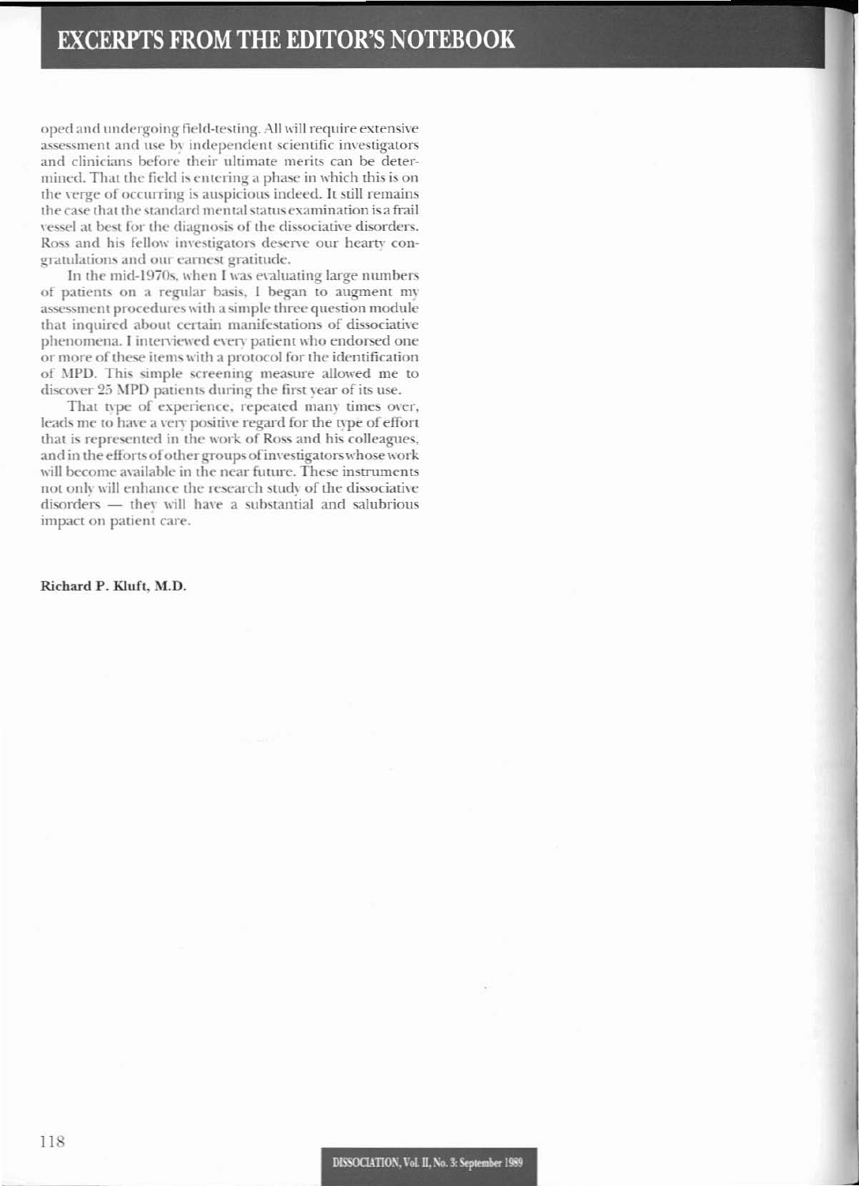oped and undergoing field-testing. All will require extensive assessment and use by independent scientific investigators and clinicians before their ultimate merits can be determined. That the field is entering a phase in which this is on the verge of occurring is auspicious indeed. It still remains the case that the standard mental status examination is a frail vessel at best for the diagnosis of the dissociative disorders. Ross and his fellow investigators deserve our hearty congratulations and our earnest gratitude.

In the mid-1970s, when I was evaluating large numbers of patients on a regular basis, I began to augment my assessment procedures with a simple three question module that inquired about certain manifestations of dissociative phenomena. I interviewed every patient who endorsed one or more of these items with a protocol for the identification of MPD. This simple screening measure allowed me to discover 25 MPD patients during the first year of its use.

That type of experience, repeated many times over, leads me to have a very positive regard for the type of effort that is represented in the work of Ross and his colleagues, and in the efforts of other groups of investigators whose work will become available in the near future. These instruments not only will enhance the research study of the dissociative disorders — they will have a substantial and salubrious impact on patient care.

**Richard P. Kluft, M.D.**